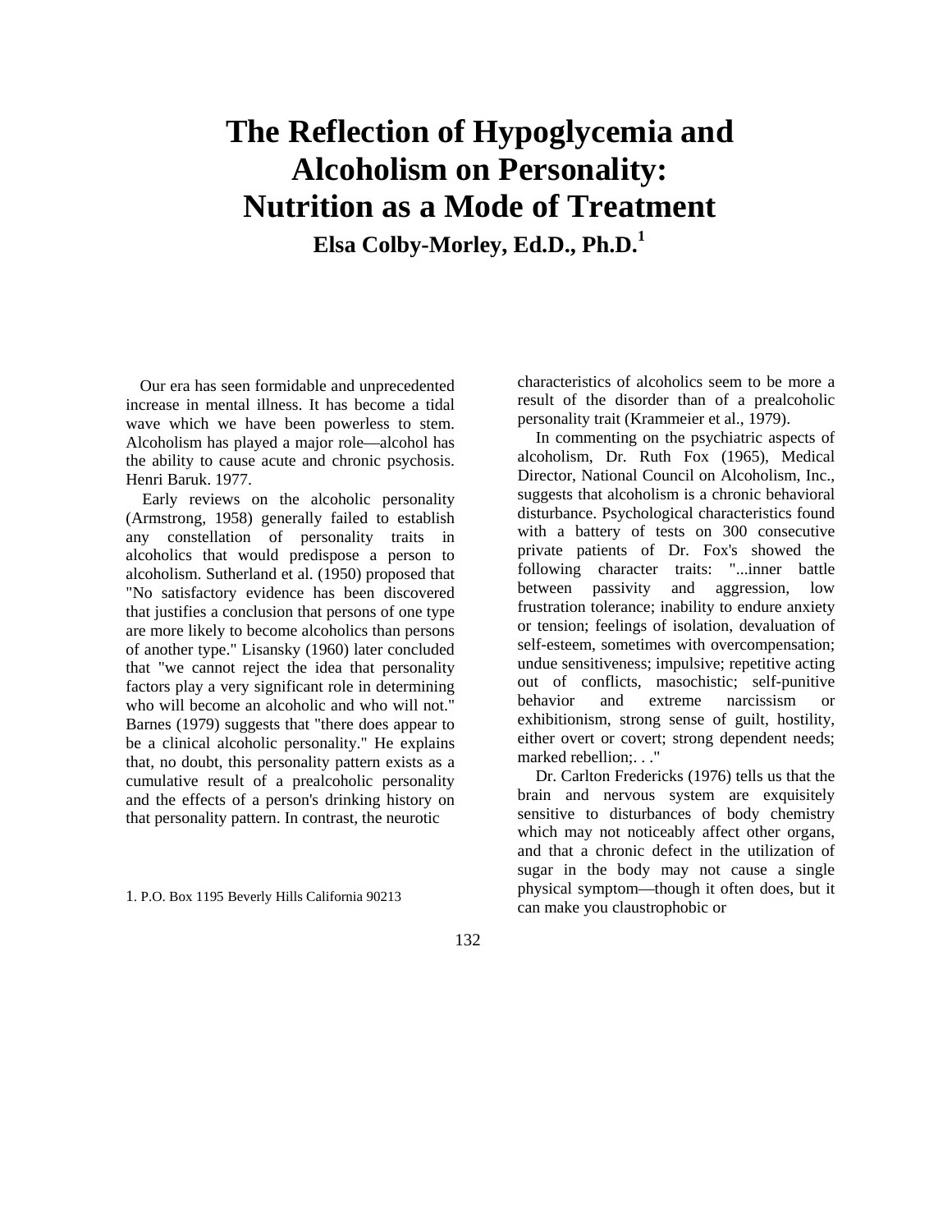# The Reflection of Hypoglycemia and Alcoholism on Personality: Nutrition as a Mode of Treatment

**Elsa Colby-Morley, Ed.D., Ph.D.[1]**

Our era has seen formidable and unprecedented increase in mental illness. It has become a tidal wave which we have been powerless to stem. Alcoholism has played a major role—alcohol has the ability to cause acute and chronic psychosis. Henri Baruk. 1977.

Early reviews on the alcoholic personality (Armstrong, 1958) generally failed to establish any constellation of personality traits in alcoholics that would predispose a person to alcoholism. Sutherland et al. (1950) proposed that "No satisfactory evidence has been discovered that justifies a conclusion that persons of one type are more likely to become alcoholics than persons of another type." Lisansky (1960) later concluded that "we cannot reject the idea that personality factors play a very significant role in determining who will become an alcoholic and who will not." Barnes (1979) suggests that "there does appear to be a clinical alcoholic personality." He explains that, no doubt, this personality pattern exists as a cumulative result of a prealcoholic personality and the effects of a person's drinking history on that personality pattern. In contrast, the neurotic characteristics of alcoholics seem to be more a result of the disorder than of a prealcoholic personality trait (Krammeier et al., 1979).

In commenting on the psychiatric aspects of alcoholism, Dr. Ruth Fox (1965), Medical Director, National Council on Alcoholism, Inc., suggests that alcoholism is a chronic behavioral disturbance. Psychological characteristics found with a battery of tests on 300 consecutive private patients of Dr. Fox's showed the following character traits: "...inner battle between passivity and aggression, low frustration tolerance; inability to endure anxiety or tension; feelings of isolation, devaluation of self-esteem, sometimes with overcompensation; undue sensitiveness; impulsive; repetitive acting out of conflicts, masochistic; self-punitive behavior and extreme narcissism or exhibitionism, strong sense of guilt, hostility, either overt or covert; strong dependent needs; marked rebellion;. . ."

Dr. Carlton Fredericks (1976) tells us that the brain and nervous system are exquisitely sensitive to disturbances of body chemistry which may not noticeably affect other organs, and that a chronic defect in the utilization of sugar in the body may not cause a single physical symptom—though it often does, but it can make you claustrophobic or

1. P.O. Box 1195 Beverly Hills California 90213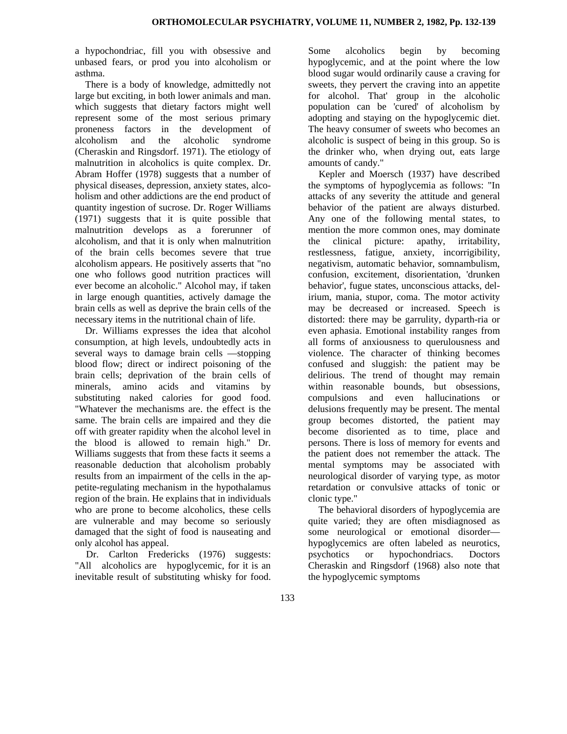a hypochondriac, fill you with obsessive and unbased fears, or prod you into alcoholism or asthma.

There is a body of knowledge, admittedly not large but exciting, in both lower animals and man. which suggests that dietary factors might well represent some of the most serious primary proneness factors in the development of alcoholism and the alcoholic syndrome (Cheraskin and Ringsdorf. 1971). The etiology of malnutrition in alcoholics is quite complex. Dr. Abram Hoffer (1978) suggests that a number of physical diseases, depression, anxiety states, alcoholism and other addictions are the end product of quantity ingestion of sucrose. Dr. Roger Williams (1971) suggests that it is quite possible that malnutrition develops as a forerunner of alcoholism, and that it is only when malnutrition of the brain cells becomes severe that true alcoholism appears. He positively asserts that "no one who follows good nutrition practices will ever become an alcoholic." Alcohol may, if taken in large enough quantities, actively damage the brain cells as well as deprive the brain cells of the necessary items in the nutritional chain of life.

Dr. Williams expresses the idea that alcohol consumption, at high levels, undoubtedly acts in several ways to damage brain cells —stopping blood flow; direct or indirect poisoning of the brain cells; deprivation of the brain cells of minerals, amino acids and vitamins by substituting naked calories for good food. "Whatever the mechanisms are. the effect is the same. The brain cells are impaired and they die off with greater rapidity when the alcohol level in the blood is allowed to remain high." Dr. Williams suggests that from these facts it seems a reasonable deduction that alcoholism probably results from an impairment of the cells in the appetite-regulating mechanism in the hypothalamus region of the brain. He explains that in individuals who are prone to become alcoholics, these cells are vulnerable and may become so seriously damaged that the sight of food is nauseating and only alcohol has appeal.

Dr. Carlton Fredericks (1976) suggests: "All alcoholics are hypoglycemic, for it is an inevitable result of substituting whisky for food. Some alcoholics begin by becoming hypoglycemic, and at the point where the low blood sugar would ordinarily cause a craving for sweets, they pervert the craving into an appetite for alcohol. That' group in the alcoholic population can be 'cured' of alcoholism by adopting and staying on the hypoglycemic diet. The heavy consumer of sweets who becomes an alcoholic is suspect of being in this group. So is the drinker who, when drying out, eats large amounts of candy."

Kepler and Moersch (1937) have described the symptoms of hypoglycemia as follows: "In attacks of any severity the attitude and general behavior of the patient are always disturbed. Any one of the following mental states, to mention the more common ones, may dominate the clinical picture: apathy, irritability, restlessness, fatigue, anxiety, incorrigibility, negativism, automatic behavior, somnambulism, confusion, excitement, disorientation, 'drunken behavior', fugue states, unconscious attacks, delirium, mania, stupor, coma. The motor activity may be decreased or increased. Speech is distorted: there may be garrulity, dyparth-ria or even aphasia. Emotional instability ranges from all forms of anxiousness to querulousness and violence. The character of thinking becomes confused and sluggish: the patient may be delirious. The trend of thought may remain within reasonable bounds, but obsessions, compulsions and even hallucinations or delusions frequently may be present. The mental group becomes distorted, the patient may become disoriented as to time, place and persons. There is loss of memory for events and the patient does not remember the attack. The mental symptoms may be associated with neurological disorder of varying type, as motor retardation or convulsive attacks of tonic or clonic type."

The behavioral disorders of hypoglycemia are quite varied; they are often misdiagnosed as some neurological or emotional disorder—hypoglycemics are often labeled as neurotics, psychotics or hypochondriacs. Doctors Cheraskin and Ringsdorf (1968) also note that the hypoglycemic symptoms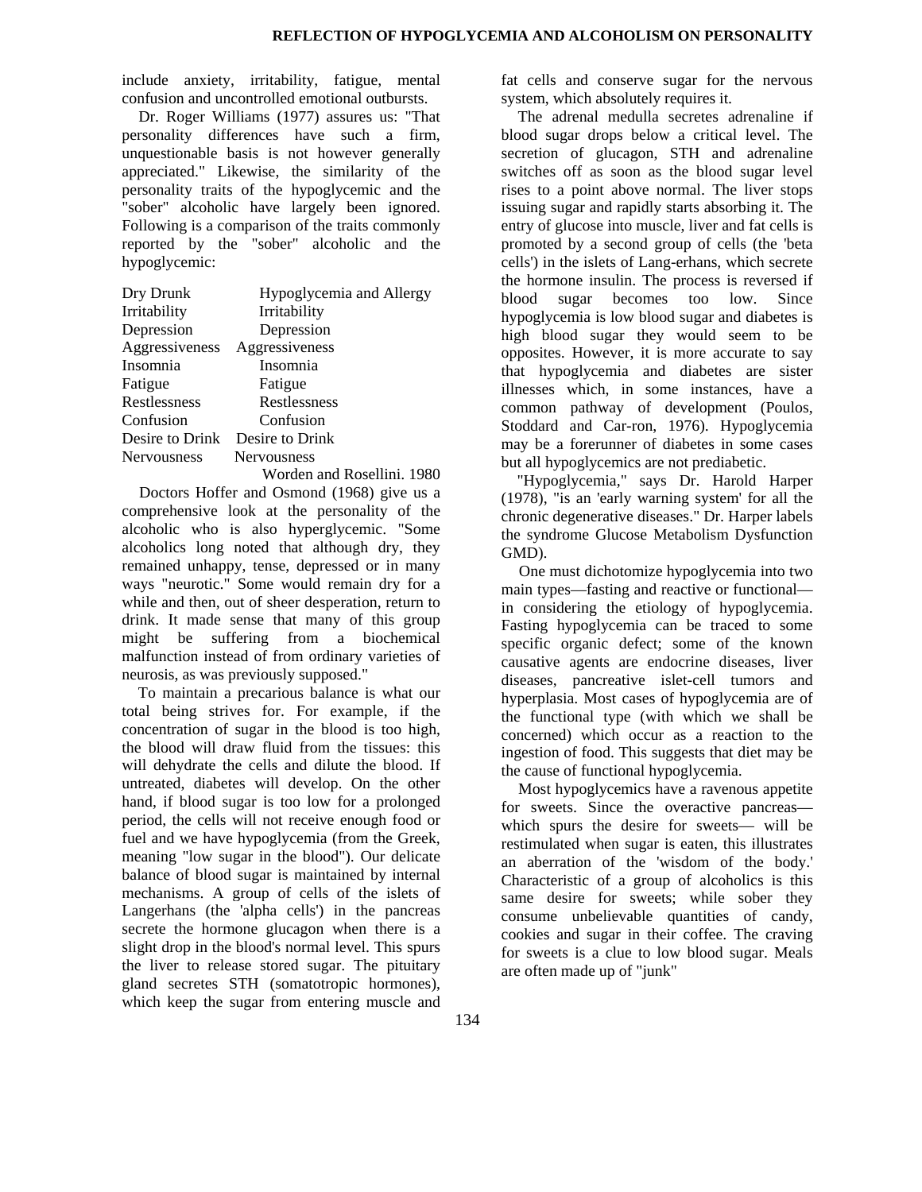include anxiety, irritability, fatigue, mental confusion and uncontrolled emotional outbursts.

Dr. Roger Williams (1977) assures us: "That personality differences have such a firm, unquestionable basis is not however generally appreciated." Likewise, the similarity of the personality traits of the hypoglycemic and the "sober" alcoholic have largely been ignored. Following is a comparison of the traits commonly reported by the "sober" alcoholic and the hypoglycemic:

| Dry Drunk | Hypoglycemia and Allergy |
|---|---|
| Irritability | Irritability |
| Depression | Depression |
| Aggressiveness | Aggressiveness |
| Insomnia | Insomnia |
| Fatigue | Fatigue |
| Restlessness | Restlessness |
| Confusion | Confusion |
| Desire to Drink | Desire to Drink |
| Nervousness | Nervousness |

Worden and Rosellini. 1980

Doctors Hoffer and Osmond (1968) give us a comprehensive look at the personality of the alcoholic who is also hyperglycemic. "Some alcoholics long noted that although dry, they remained unhappy, tense, depressed or in many ways "neurotic." Some would remain dry for a while and then, out of sheer desperation, return to drink. It made sense that many of this group might be suffering from a biochemical malfunction instead of from ordinary varieties of neurosis, as was previously supposed."

To maintain a precarious balance is what our total being strives for. For example, if the concentration of sugar in the blood is too high, the blood will draw fluid from the tissues: this will dehydrate the cells and dilute the blood. If untreated, diabetes will develop. On the other hand, if blood sugar is too low for a prolonged period, the cells will not receive enough food or fuel and we have hypoglycemia (from the Greek, meaning "low sugar in the blood"). Our delicate balance of blood sugar is maintained by internal mechanisms. A group of cells of the islets of Langerhans (the 'alpha cells') in the pancreas secrete the hormone glucagon when there is a slight drop in the blood's normal level. This spurs the liver to release stored sugar. The pituitary gland secretes STH (somatotropic hormones), which keep the sugar from entering muscle and fat cells and conserve sugar for the nervous system, which absolutely requires it.

The adrenal medulla secretes adrenaline if blood sugar drops below a critical level. The secretion of glucagon, STH and adrenaline switches off as soon as the blood sugar level rises to a point above normal. The liver stops issuing sugar and rapidly starts absorbing it. The entry of glucose into muscle, liver and fat cells is promoted by a second group of cells (the 'beta cells') in the islets of Lang-erhans, which secrete the hormone insulin. The process is reversed if blood sugar becomes too low. Since hypoglycemia is low blood sugar and diabetes is high blood sugar they would seem to be opposites. However, it is more accurate to say that hypoglycemia and diabetes are sister illnesses which, in some instances, have a common pathway of development (Poulos, Stoddard and Car-ron, 1976). Hypoglycemia may be a forerunner of diabetes in some cases but all hypoglycemics are not prediabetic.

"Hypoglycemia," says Dr. Harold Harper (1978), "is an 'early warning system' for all the chronic degenerative diseases." Dr. Harper labels the syndrome Glucose Metabolism Dysfunction GMD).

One must dichotomize hypoglycemia into two main types—fasting and reactive or functional—in considering the etiology of hypoglycemia. Fasting hypoglycemia can be traced to some specific organic defect; some of the known causative agents are endocrine diseases, liver diseases, pancreative islet-cell tumors and hyperplasia. Most cases of hypoglycemia are of the functional type (with which we shall be concerned) which occur as a reaction to the ingestion of food. This suggests that diet may be the cause of functional hypoglycemia.

Most hypoglycemics have a ravenous appetite for sweets. Since the overactive pancreas—which spurs the desire for sweets— will be restimulated when sugar is eaten, this illustrates an aberration of the 'wisdom of the body.' Characteristic of a group of alcoholics is this same desire for sweets; while sober they consume unbelievable quantities of candy, cookies and sugar in their coffee. The craving for sweets is a clue to low blood sugar. Meals are often made up of "junk"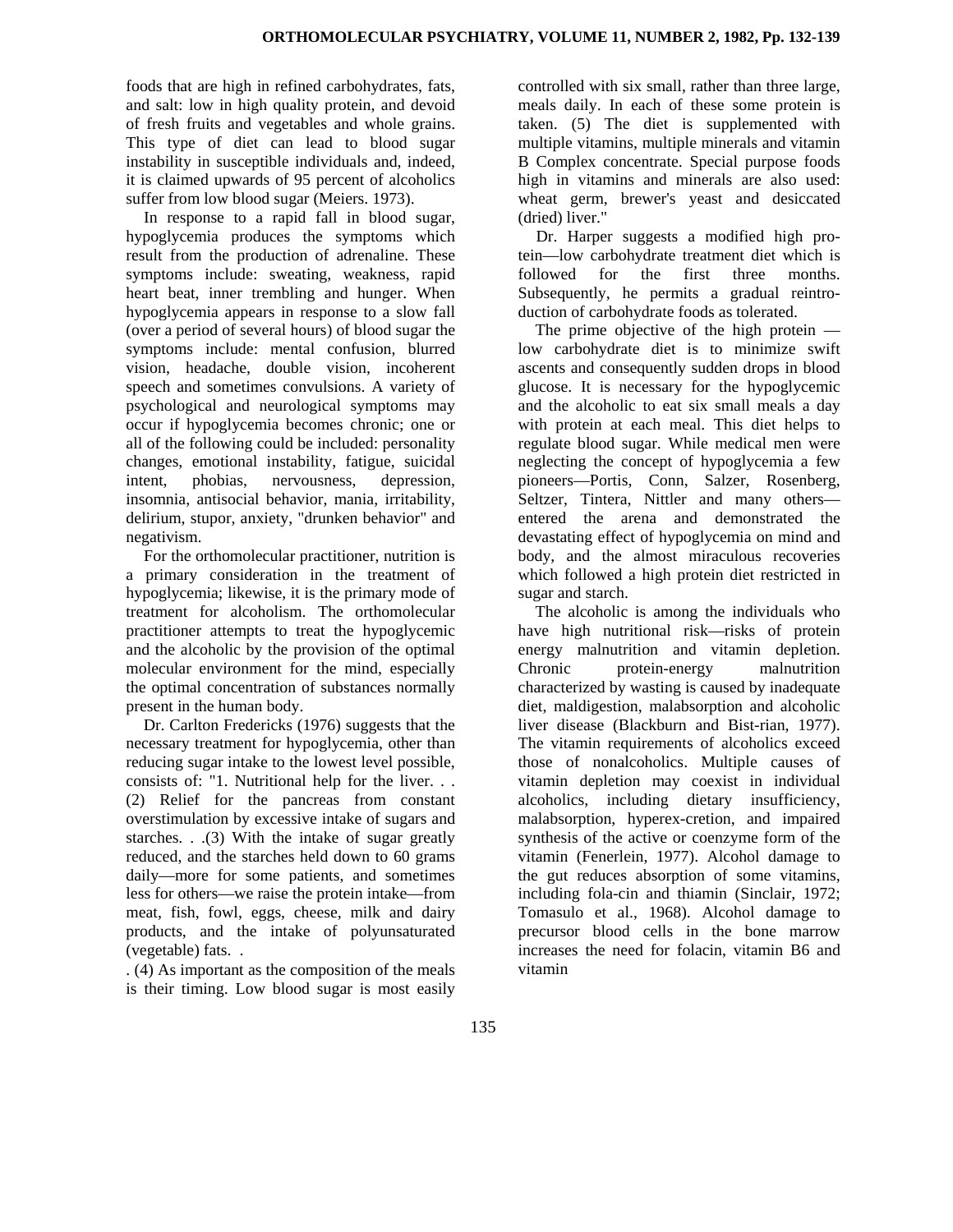foods that are high in refined carbohydrates, fats, and salt: low in high quality protein, and devoid of fresh fruits and vegetables and whole grains. This type of diet can lead to blood sugar instability in susceptible individuals and, indeed, it is claimed upwards of 95 percent of alcoholics suffer from low blood sugar (Meiers. 1973).

In response to a rapid fall in blood sugar, hypoglycemia produces the symptoms which result from the production of adrenaline. These symptoms include: sweating, weakness, rapid heart beat, inner trembling and hunger. When hypoglycemia appears in response to a slow fall (over a period of several hours) of blood sugar the symptoms include: mental confusion, blurred vision, headache, double vision, incoherent speech and sometimes convulsions. A variety of psychological and neurological symptoms may occur if hypoglycemia becomes chronic; one or all of the following could be included: personality changes, emotional instability, fatigue, suicidal intent, phobias, nervousness, depression, insomnia, antisocial behavior, mania, irritability, delirium, stupor, anxiety, "drunken behavior" and negativism.

For the orthomolecular practitioner, nutrition is a primary consideration in the treatment of hypoglycemia; likewise, it is the primary mode of treatment for alcoholism. The orthomolecular practitioner attempts to treat the hypoglycemic and the alcoholic by the provision of the optimal molecular environment for the mind, especially the optimal concentration of substances normally present in the human body.

Dr. Carlton Fredericks (1976) suggests that the necessary treatment for hypoglycemia, other than reducing sugar intake to the lowest level possible, consists of: "1. Nutritional help for the liver. . . (2) Relief for the pancreas from constant overstimulation by excessive intake of sugars and starches. . .(3) With the intake of sugar greatly reduced, and the starches held down to 60 grams daily—more for some patients, and sometimes less for others—we raise the protein intake—from meat, fish, fowl, eggs, cheese, milk and dairy products, and the intake of polyunsaturated (vegetable) fats. .

. (4) As important as the composition of the meals is their timing. Low blood sugar is most easily controlled with six small, rather than three large, meals daily. In each of these some protein is taken. (5) The diet is supplemented with multiple vitamins, multiple minerals and vitamin B Complex concentrate. Special purpose foods high in vitamins and minerals are also used: wheat germ, brewer's yeast and desiccated (dried) liver."

Dr. Harper suggests a modified high protein—low carbohydrate treatment diet which is followed for the first three months. Subsequently, he permits a gradual reintroduction of carbohydrate foods as tolerated.

The prime objective of the high protein — low carbohydrate diet is to minimize swift ascents and consequently sudden drops in blood glucose. It is necessary for the hypoglycemic and the alcoholic to eat six small meals a day with protein at each meal. This diet helps to regulate blood sugar. While medical men were neglecting the concept of hypoglycemia a few pioneers—Portis, Conn, Salzer, Rosenberg, Seltzer, Tintera, Nittler and many others—entered the arena and demonstrated the devastating effect of hypoglycemia on mind and body, and the almost miraculous recoveries which followed a high protein diet restricted in sugar and starch.

The alcoholic is among the individuals who have high nutritional risk—risks of protein energy malnutrition and vitamin depletion. Chronic protein-energy malnutrition characterized by wasting is caused by inadequate diet, maldigestion, malabsorption and alcoholic liver disease (Blackburn and Bist-rian, 1977). The vitamin requirements of alcoholics exceed those of nonalcoholics. Multiple causes of vitamin depletion may coexist in individual alcoholics, including dietary insufficiency, malabsorption, hyperex-cretion, and impaired synthesis of the active or coenzyme form of the vitamin (Fenerlein, 1977). Alcohol damage to the gut reduces absorption of some vitamins, including fola-cin and thiamin (Sinclair, 1972; Tomasulo et al., 1968). Alcohol damage to precursor blood cells in the bone marrow increases the need for folacin, vitamin B6 and vitamin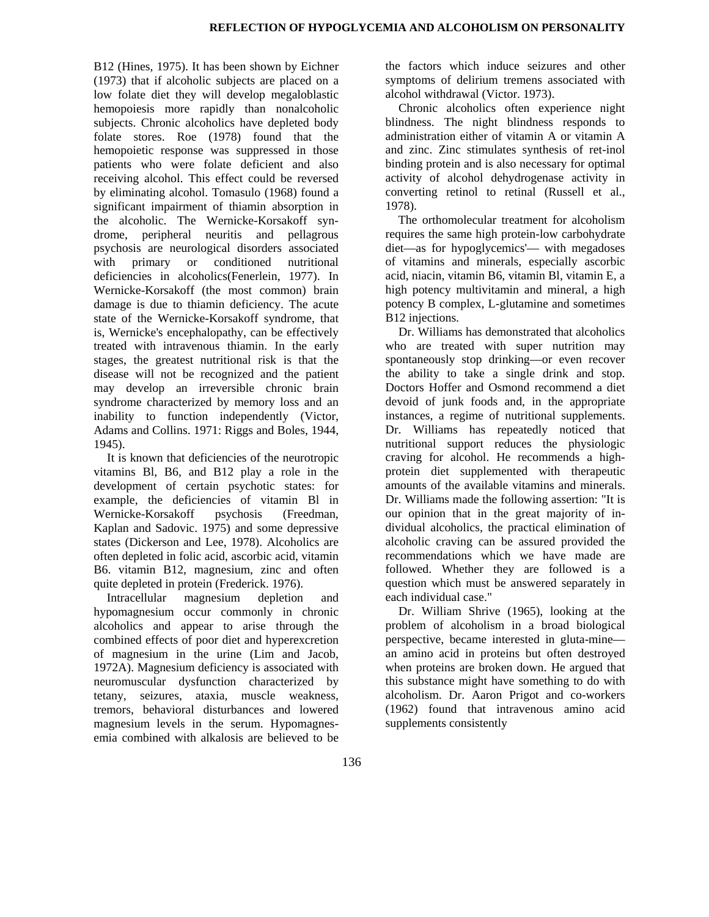B12 (Hines, 1975). It has been shown by Eichner (1973) that if alcoholic subjects are placed on a low folate diet they will develop megaloblastic hemopoiesis more rapidly than nonalcoholic subjects. Chronic alcoholics have depleted body folate stores. Roe (1978) found that the hemopoietic response was suppressed in those patients who were folate deficient and also receiving alcohol. This effect could be reversed by eliminating alcohol. Tomasulo (1968) found a significant impairment of thiamin absorption in the alcoholic. The Wernicke-Korsakoff syndrome, peripheral neuritis and pellagrous psychosis are neurological disorders associated with primary or conditioned nutritional deficiencies in alcoholics(Fenerlein, 1977). In Wernicke-Korsakoff (the most common) brain damage is due to thiamin deficiency. The acute state of the Wernicke-Korsakoff syndrome, that is, Wernicke's encephalopathy, can be effectively treated with intravenous thiamin. In the early stages, the greatest nutritional risk is that the disease will not be recognized and the patient may develop an irreversible chronic brain syndrome characterized by memory loss and an inability to function independently (Victor, Adams and Collins. 1971: Riggs and Boles, 1944, 1945).

It is known that deficiencies of the neurotropic vitamins Bl, B6, and B12 play a role in the development of certain psychotic states: for example, the deficiencies of vitamin Bl in Wernicke-Korsakoff psychosis (Freedman, Kaplan and Sadovic. 1975) and some depressive states (Dickerson and Lee, 1978). Alcoholics are often depleted in folic acid, ascorbic acid, vitamin B6. vitamin B12, magnesium, zinc and often quite depleted in protein (Frederick. 1976).

Intracellular magnesium depletion and hypomagnesium occur commonly in chronic alcoholics and appear to arise through the combined effects of poor diet and hyperexcretion of magnesium in the urine (Lim and Jacob, 1972A). Magnesium deficiency is associated with neuromuscular dysfunction characterized by tetany, seizures, ataxia, muscle weakness, tremors, behavioral disturbances and lowered magnesium levels in the serum. Hypomagnesemia combined with alkalosis are believed to be the factors which induce seizures and other symptoms of delirium tremens associated with alcohol withdrawal (Victor. 1973).

Chronic alcoholics often experience night blindness. The night blindness responds to administration either of vitamin A or vitamin A and zinc. Zinc stimulates synthesis of ret-inol binding protein and is also necessary for optimal activity of alcohol dehydrogenase activity in converting retinol to retinal (Russell et al., 1978).

The orthomolecular treatment for alcoholism requires the same high protein-low carbohydrate diet—as for hypoglycemics'— with megadoses of vitamins and minerals, especially ascorbic acid, niacin, vitamin B6, vitamin Bl, vitamin E, a high potency multivitamin and mineral, a high potency B complex, L-glutamine and sometimes B12 injections.

Dr. Williams has demonstrated that alcoholics who are treated with super nutrition may spontaneously stop drinking—or even recover the ability to take a single drink and stop. Doctors Hoffer and Osmond recommend a diet devoid of junk foods and, in the appropriate instances, a regime of nutritional supplements. Dr. Williams has repeatedly noticed that nutritional support reduces the physiologic craving for alcohol. He recommends a high-protein diet supplemented with therapeutic amounts of the available vitamins and minerals. Dr. Williams made the following assertion: "It is our opinion that in the great majority of individual alcoholics, the practical elimination of alcoholic craving can be assured provided the recommendations which we have made are followed. Whether they are followed is a question which must be answered separately in each individual case."

Dr. William Shrive (1965), looking at the problem of alcoholism in a broad biological perspective, became interested in gluta-mine—an amino acid in proteins but often destroyed when proteins are broken down. He argued that this substance might have something to do with alcoholism. Dr. Aaron Prigot and co-workers (1962) found that intravenous amino acid supplements consistently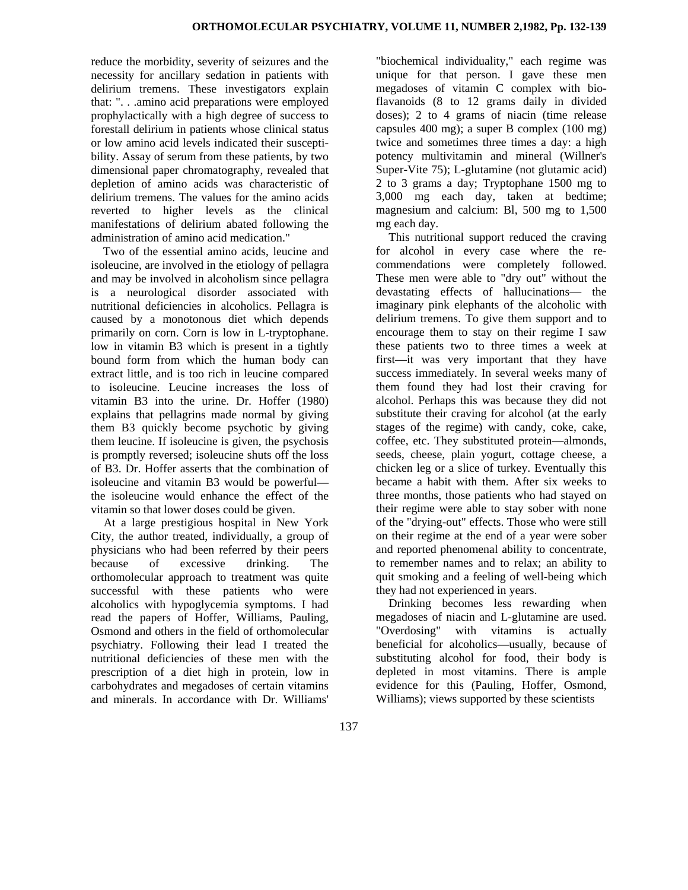reduce the morbidity, severity of seizures and the necessity for ancillary sedation in patients with delirium tremens. These investigators explain that: ". . .amino acid preparations were employed prophylactically with a high degree of success to forestall delirium in patients whose clinical status or low amino acid levels indicated their susceptibility. Assay of serum from these patients, by two dimensional paper chromatography, revealed that depletion of amino acids was characteristic of delirium tremens. The values for the amino acids reverted to higher levels as the clinical manifestations of delirium abated following the administration of amino acid medication."

Two of the essential amino acids, leucine and isoleucine, are involved in the etiology of pellagra and may be involved in alcoholism since pellagra is a neurological disorder associated with nutritional deficiencies in alcoholics. Pellagra is caused by a monotonous diet which depends primarily on corn. Corn is low in L-tryptophane. low in vitamin B3 which is present in a tightly bound form from which the human body can extract little, and is too rich in leucine compared to isoleucine. Leucine increases the loss of vitamin B3 into the urine. Dr. Hoffer (1980) explains that pellagrins made normal by giving them B3 quickly become psychotic by giving them leucine. If isoleucine is given, the psychosis is promptly reversed; isoleucine shuts off the loss of B3. Dr. Hoffer asserts that the combination of isoleucine and vitamin B3 would be powerful—the isoleucine would enhance the effect of the vitamin so that lower doses could be given.

At a large prestigious hospital in New York City, the author treated, individually, a group of physicians who had been referred by their peers because of excessive drinking. The orthomolecular approach to treatment was quite successful with these patients who were alcoholics with hypoglycemia symptoms. I had read the papers of Hoffer, Williams, Pauling, Osmond and others in the field of orthomolecular psychiatry. Following their lead I treated the nutritional deficiencies of these men with the prescription of a diet high in protein, low in carbohydrates and megadoses of certain vitamins and minerals. In accordance with Dr. Williams' "biochemical individuality," each regime was unique for that person. I gave these men megadoses of vitamin C complex with bioflavanoids (8 to 12 grams daily in divided doses); 2 to 4 grams of niacin (time release capsules 400 mg); a super B complex (100 mg) twice and sometimes three times a day: a high potency multivitamin and mineral (Willner's Super-Vite 75); L-glutamine (not glutamic acid) 2 to 3 grams a day; Tryptophane 1500 mg to 3,000 mg each day, taken at bedtime; magnesium and calcium: Bl, 500 mg to 1,500 mg each day.

This nutritional support reduced the craving for alcohol in every case where the recommendations were completely followed. These men were able to "dry out" without the devastating effects of hallucinations— the imaginary pink elephants of the alcoholic with delirium tremens. To give them support and to encourage them to stay on their regime I saw these patients two to three times a week at first—it was very important that they have success immediately. In several weeks many of them found they had lost their craving for alcohol. Perhaps this was because they did not substitute their craving for alcohol (at the early stages of the regime) with candy, coke, cake, coffee, etc. They substituted protein—almonds, seeds, cheese, plain yogurt, cottage cheese, a chicken leg or a slice of turkey. Eventually this became a habit with them. After six weeks to three months, those patients who had stayed on their regime were able to stay sober with none of the "drying-out" effects. Those who were still on their regime at the end of a year were sober and reported phenomenal ability to concentrate, to remember names and to relax; an ability to quit smoking and a feeling of well-being which they had not experienced in years.

Drinking becomes less rewarding when megadoses of niacin and L-glutamine are used. "Overdosing" with vitamins is actually beneficial for alcoholics—usually, because of substituting alcohol for food, their body is depleted in most vitamins. There is ample evidence for this (Pauling, Hoffer, Osmond, Williams); views supported by these scientists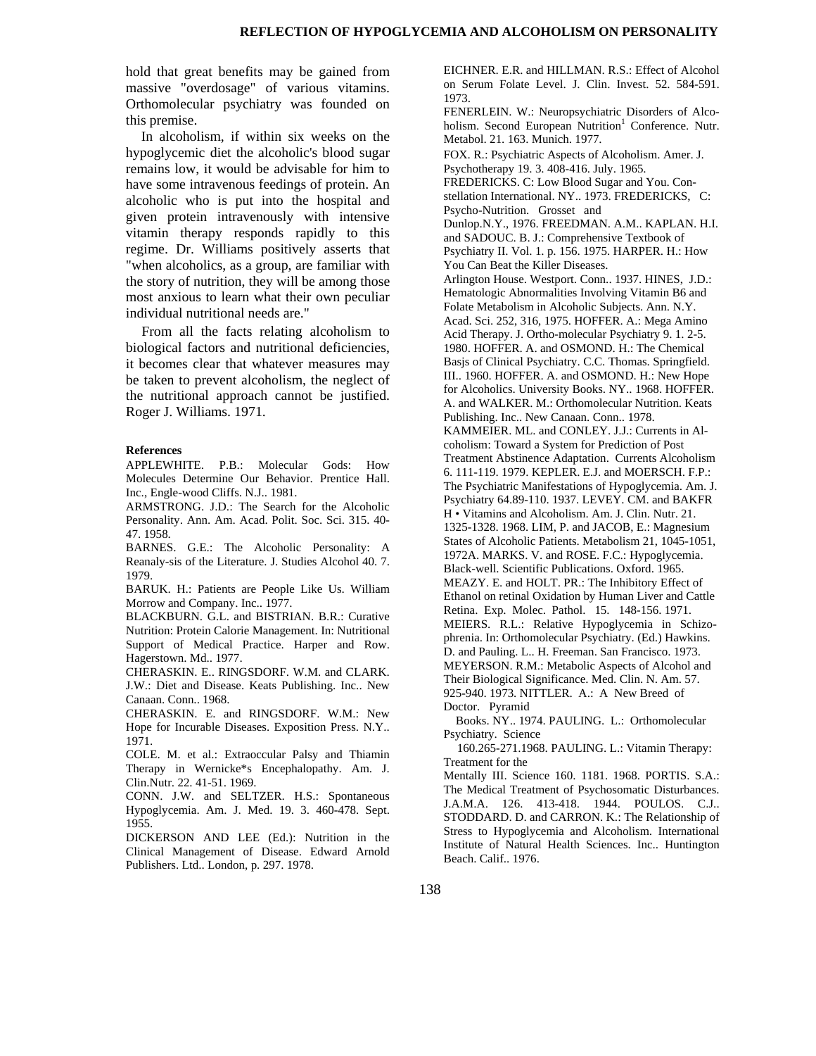hold that great benefits may be gained from massive "overdosage" of various vitamins. Orthomolecular psychiatry was founded on this premise.

In alcoholism, if within six weeks on the hypoglycemic diet the alcoholic's blood sugar remains low, it would be advisable for him to have some intravenous feedings of protein. An alcoholic who is put into the hospital and given protein intravenously with intensive vitamin therapy responds rapidly to this regime. Dr. Williams positively asserts that "when alcoholics, as a group, are familiar with the story of nutrition, they will be among those most anxious to learn what their own peculiar individual nutritional needs are."

From all the facts relating alcoholism to biological factors and nutritional deficiencies, it becomes clear that whatever measures may be taken to prevent alcoholism, the neglect of the nutritional approach cannot be justified. Roger J. Williams. 1971.

**References**

APPLEWHITE. P.B.: Molecular Gods: How Molecules Determine Our Behavior. Prentice Hall. Inc., Engle-wood Cliffs. N.J.. 1981.

ARMSTRONG. J.D.: The Search for the Alcoholic Personality. Ann. Am. Acad. Polit. Soc. Sci. 315. 40-47. 1958.

BARNES. G.E.: The Alcoholic Personality: A Reanaly-sis of the Literature. J. Studies Alcohol 40. 7. 1979.

BARUK. H.: Patients are People Like Us. William Morrow and Company. Inc.. 1977.

BLACKBURN. G.L. and BISTRIAN. B.R.: Curative Nutrition: Protein Calorie Management. In: Nutritional Support of Medical Practice. Harper and Row. Hagerstown. Md.. 1977.

CHERASKIN. E.. RINGSDORF. W.M. and CLARK. J.W.: Diet and Disease. Keats Publishing. Inc.. New Canaan. Conn.. 1968.

CHERASKIN. E. and RINGSDORF. W.M.: New Hope for Incurable Diseases. Exposition Press. N.Y.. 1971.

COLE. M. et al.: Extraoccular Palsy and Thiamin Therapy in Wernicke*s Encephalopathy. Am. J. Clin.Nutr. 22. 41-51. 1969.

CONN. J.W. and SELTZER. H.S.: Spontaneous Hypoglycemia. Am. J. Med. 19. 3. 460-478. Sept. 1955.

DICKERSON AND LEE (Ed.): Nutrition in the Clinical Management of Disease. Edward Arnold Publishers. Ltd.. London, p. 297. 1978.

EICHNER. E.R. and HILLMAN. R.S.: Effect of Alcohol on Serum Folate Level. J. Clin. Invest. 52. 584-591. 1973.

FENERLEIN. W.: Neuropsychiatric Disorders of Alcoholism. Second European Nutrition[1] Conference. Nutr. Metabol. 21. 163. Munich. 1977.

FOX. R.: Psychiatric Aspects of Alcoholism. Amer. J. Psychotherapy 19. 3. 408-416. July. 1965.

FREDERICKS. C: Low Blood Sugar and You. Constellation International. NY.. 1973.

FREDERICKS, C: Psycho-Nutrition. Grosset and Dunlop.N.Y., 1976.

FREEDMAN. A.M.. KAPLAN. H.I. and SADOUC. B. J.: Comprehensive Textbook of Psychiatry II. Vol. 1. p. 156. 1975.

HARPER. H.: How You Can Beat the Killer Diseases. Arlington House. Westport. Conn.. 1937.

HINES, J.D.: Hematologic Abnormalities Involving Vitamin B6 and Folate Metabolism in Alcoholic Subjects. Ann. N.Y. Acad. Sci. 252, 316, 1975.

HOFFER. A.: Mega Amino Acid Therapy. J. Ortho-molecular Psychiatry 9. 1. 2-5. 1980.

HOFFER. A. and OSMOND. H.: The Chemical Basjs of Clinical Psychiatry. C.C. Thomas. Springfield. III.. 1960.

HOFFER. A. and OSMOND. H.: New Hope for Alcoholics. University Books. NY.. 1968.

HOFFER. A. and WALKER. M.: Orthomolecular Nutrition. Keats Publishing. Inc.. New Canaan. Conn.. 1978.

KAMMEIER. ML. and CONLEY. J.J.: Currents in Alcoholism: Toward a System for Prediction of Post Treatment Abstinence Adaptation. Currents Alcoholism 6. 111-119. 1979.

KEPLER. E.J. and MOERSCH. F.P.: The Psychiatric Manifestations of Hypoglycemia. Am. J. Psychiatry 64.89-110. 1937.

LEVEY. CM. and BAKFR H • Vitamins and Alcoholism. Am. J. Clin. Nutr. 21. 1325-1328. 1968.

LIM, P. and JACOB, E.: Magnesium States of Alcoholic Patients. Metabolism 21, 1045-1051, 1972A.

MARKS. V. and ROSE. F.C.: Hypoglycemia. Black-well. Scientific Publications. Oxford. 1965.

MEAZY. E. and HOLT. PR.: The Inhibitory Effect of Ethanol on retinal Oxidation by Human Liver and Cattle Retina. Exp. Molec. Pathol. 15. 148-156. 1971.

MEIERS. R.L.: Relative Hypoglycemia in Schizophrenia. In: Orthomolecular Psychiatry. (Ed.) Hawkins. D. and Pauling. L.. H. Freeman. San Francisco. 1973.

MEYERSON. R.M.: Metabolic Aspects of Alcohol and Their Biological Significance. Med. Clin. N. Am. 57. 925-940. 1973.

NITTLER. A.: A New Breed of Doctor. Pyramid Books. NY.. 1974.

PAULING. L.: Orthomolecular Psychiatry. Science 160.265-271.1968.

PAULING. L.: Vitamin Therapy: Treatment for the Mentally III. Science 160. 1181. 1968.

PORTIS. S.A.: The Medical Treatment of Psychosomatic Disturbances. J.A.M.A. 126. 413-418. 1944.

POULOS. C.J.. STODDARD. D. and CARRON. K.: The Relationship of Stress to Hypoglycemia and Alcoholism. International Institute of Natural Health Sciences. Inc.. Huntington Beach. Calif.. 1976.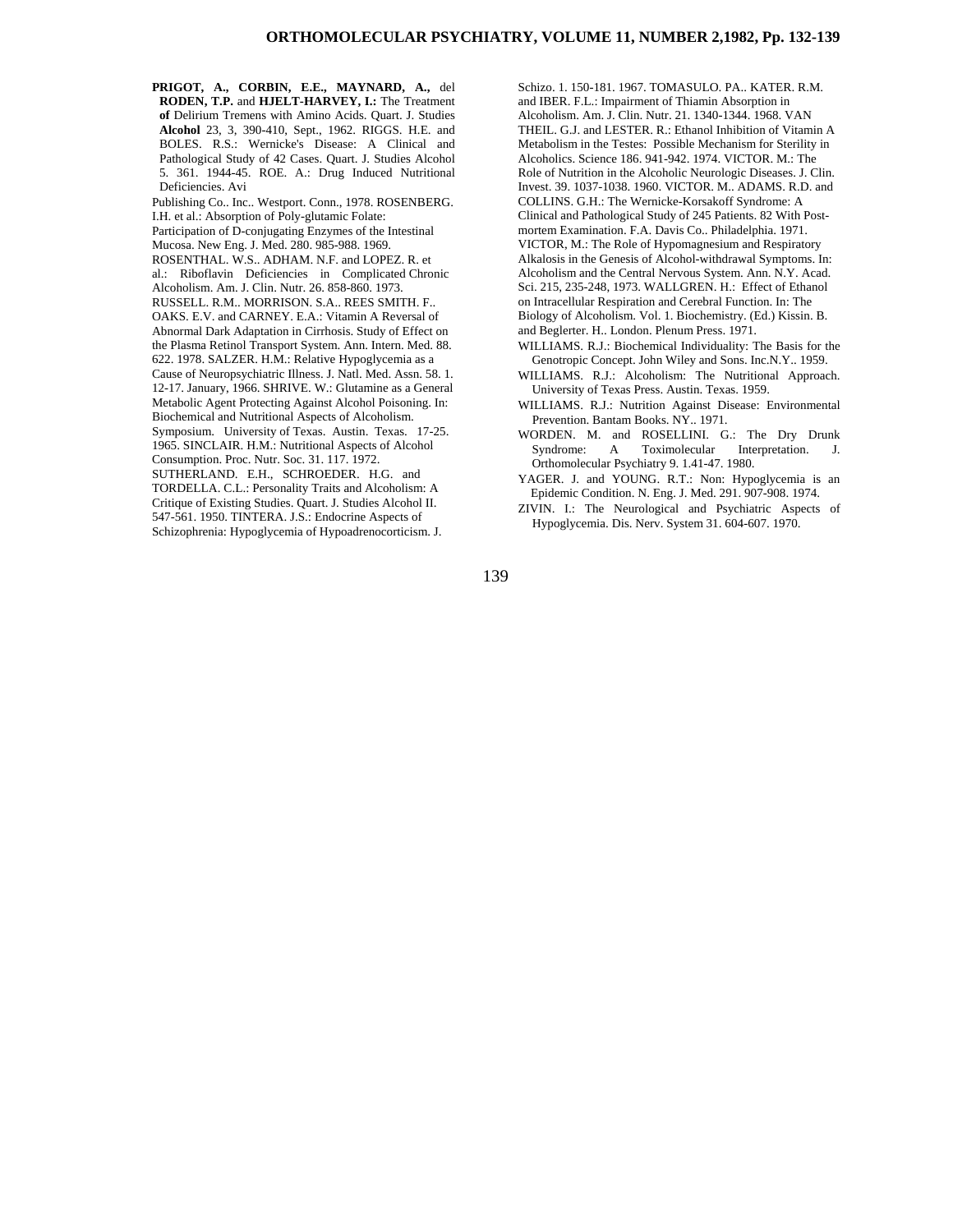**PRIGOT, A., CORBIN, E.E., MAYNARD, A.,** del **RODEN, T.P.** and **HJELT-HARVEY, I.:** The Treatment **of** Delirium Tremens with Amino Acids. Quart. J. Studies **Alcohol** 23, 3, 390-410, Sept., 1962. RIGGS. H.E. and BOLES. R.S.: Wernicke's Disease: A Clinical and Pathological Study of 42 Cases. Quart. J. Studies Alcohol 5. 361. 1944-45. ROE. A.: Drug Induced Nutritional Deficiencies. Avi Publishing Co.. Inc.. Westport. Conn., 1978. ROSENBERG. I.H. et al.: Absorption of Poly-glutamic Folate: Participation of D-conjugating Enzymes of the Intestinal Mucosa. New Eng. J. Med. 280. 985-988. 1969. ROSENTHAL. W.S.. ADHAM. N.F. and LOPEZ. R. et al.: Riboflavin Deficiencies in Complicated Chronic Alcoholism. Am. J. Clin. Nutr. 26. 858-860. 1973. RUSSELL. R.M.. MORRISON. S.A.. REES SMITH. F.. OAKS. E.V. and CARNEY. E.A.: Vitamin A Reversal of Abnormal Dark Adaptation in Cirrhosis. Study of Effect on the Plasma Retinol Transport System. Ann. Intern. Med. 88. 622. 1978. SALZER. H.M.: Relative Hypoglycemia as a Cause of Neuropsychiatric Illness. J. Natl. Med. Assn. 58. 1. 12-17. January, 1966. SHRIVE. W.: Glutamine as a General Metabolic Agent Protecting Against Alcohol Poisoning. In: Biochemical and Nutritional Aspects of Alcoholism. Symposium. University of Texas. Austin. Texas. 17-25. 1965. SINCLAIR. H.M.: Nutritional Aspects of Alcohol Consumption. Proc. Nutr. Soc. 31. 117. 1972. SUTHERLAND. E.H., SCHROEDER. H.G. and TORDELLA. C.L.: Personality Traits and Alcoholism: A Critique of Existing Studies. Quart. J. Studies Alcohol II. 547-561. 1950. TINTERA. J.S.: Endocrine Aspects of Schizophrenia: Hypoglycemia of Hypoadrenocorticism. J. Schizo. 1. 150-181. 1967. TOMASULO. PA.. KATER. R.M. and IBER. F.L.: Impairment of Thiamin Absorption in Alcoholism. Am. J. Clin. Nutr. 21. 1340-1344. 1968. VAN THEIL. G.J. and LESTER. R.: Ethanol Inhibition of Vitamin A Metabolism in the Testes: Possible Mechanism for Sterility in Alcoholics. Science 186. 941-942. 1974. VICTOR. M.: The Role of Nutrition in the Alcoholic Neurologic Diseases. J. Clin. Invest. 39. 1037-1038. 1960. VICTOR. M.. ADAMS. R.D. and COLLINS. G.H.: The Wernicke-Korsakoff Syndrome: A Clinical and Pathological Study of 245 Patients. 82 With Post-mortem Examination. F.A. Davis Co.. Philadelphia. 1971. VICTOR, M.: The Role of Hypomagnesium and Respiratory Alkalosis in the Genesis of Alcohol-withdrawal Symptoms. In: Alcoholism and the Central Nervous System. Ann. N.Y. Acad. Sci. 215, 235-248, 1973. WALLGREN. H.: Effect of Ethanol on Intracellular Respiration and Cerebral Function. In: The Biology of Alcoholism. Vol. 1. Biochemistry. (Ed.) Kissin. B. and Beglerter. H.. London. Plenum Press. 1971.

WILLIAMS. R.J.: Biochemical Individuality: The Basis for the Genotropic Concept. John Wiley and Sons. Inc.N.Y.. 1959.

WILLIAMS. R.J.: Alcoholism: The Nutritional Approach. University of Texas Press. Austin. Texas. 1959.

WILLIAMS. R.J.: Nutrition Against Disease: Environmental Prevention. Bantam Books. NY.. 1971.

WORDEN. M. and ROSELLINI. G.: The Dry Drunk Syndrome: A Toximolecular Interpretation. J. Orthomolecular Psychiatry 9. 1.41-47. 1980.

YAGER. J. and YOUNG. R.T.: Non: Hypoglycemia is an Epidemic Condition. N. Eng. J. Med. 291. 907-908. 1974.

ZIVIN. I.: The Neurological and Psychiatric Aspects of Hypoglycemia. Dis. Nerv. System 31. 604-607. 1970.